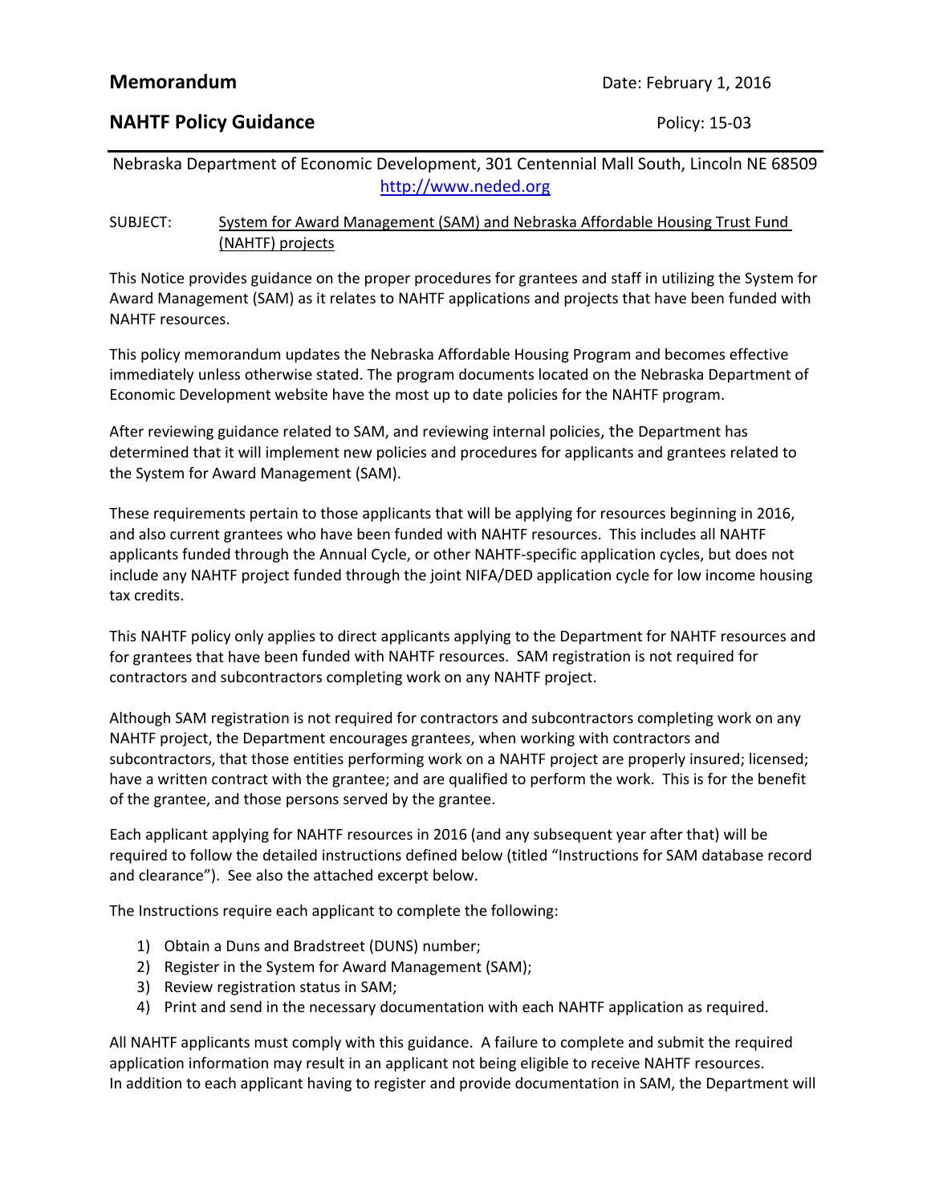**Memorandum** Date: February 1, 2016

**NAHTF Policy Guidance** Policy: 15-03

---

Nebraska Department of Economic Development, 301 Centennial Mall South, Lincoln NE 68509
http://www.neded.org

SUBJECT: System for Award Management (SAM) and Nebraska Affordable Housing Trust Fund (NAHTF) projects

This Notice provides guidance on the proper procedures for grantees and staff in utilizing the System for Award Management (SAM) as it relates to NAHTF applications and projects that have been funded with NAHTF resources.

This policy memorandum updates the Nebraska Affordable Housing Program and becomes effective immediately unless otherwise stated. The program documents located on the Nebraska Department of Economic Development website have the most up to date policies for the NAHTF program.

After reviewing guidance related to SAM, and reviewing internal policies, the Department has determined that it will implement new policies and procedures for applicants and grantees related to the System for Award Management (SAM).

These requirements pertain to those applicants that will be applying for resources beginning in 2016, and also current grantees who have been funded with NAHTF resources. This includes all NAHTF applicants funded through the Annual Cycle, or other NAHTF-specific application cycles, but does not include any NAHTF project funded through the joint NIFA/DED application cycle for low income housing tax credits.

This NAHTF policy only applies to direct applicants applying to the Department for NAHTF resources and for grantees that have been funded with NAHTF resources. SAM registration is not required for contractors and subcontractors completing work on any NAHTF project.

Although SAM registration is not required for contractors and subcontractors completing work on any NAHTF project, the Department encourages grantees, when working with contractors and subcontractors, that those entities performing work on a NAHTF project are properly insured; licensed; have a written contract with the grantee; and are qualified to perform the work. This is for the benefit of the grantee, and those persons served by the grantee.

Each applicant applying for NAHTF resources in 2016 (and any subsequent year after that) will be required to follow the detailed instructions defined below (titled "Instructions for SAM database record and clearance"). See also the attached excerpt below.

The Instructions require each applicant to complete the following:

1) Obtain a Duns and Bradstreet (DUNS) number;
2) Register in the System for Award Management (SAM);
3) Review registration status in SAM;
4) Print and send in the necessary documentation with each NAHTF application as required.

All NAHTF applicants must comply with this guidance. A failure to complete and submit the required application information may result in an applicant not being eligible to receive NAHTF resources.
In addition to each applicant having to register and provide documentation in SAM, the Department will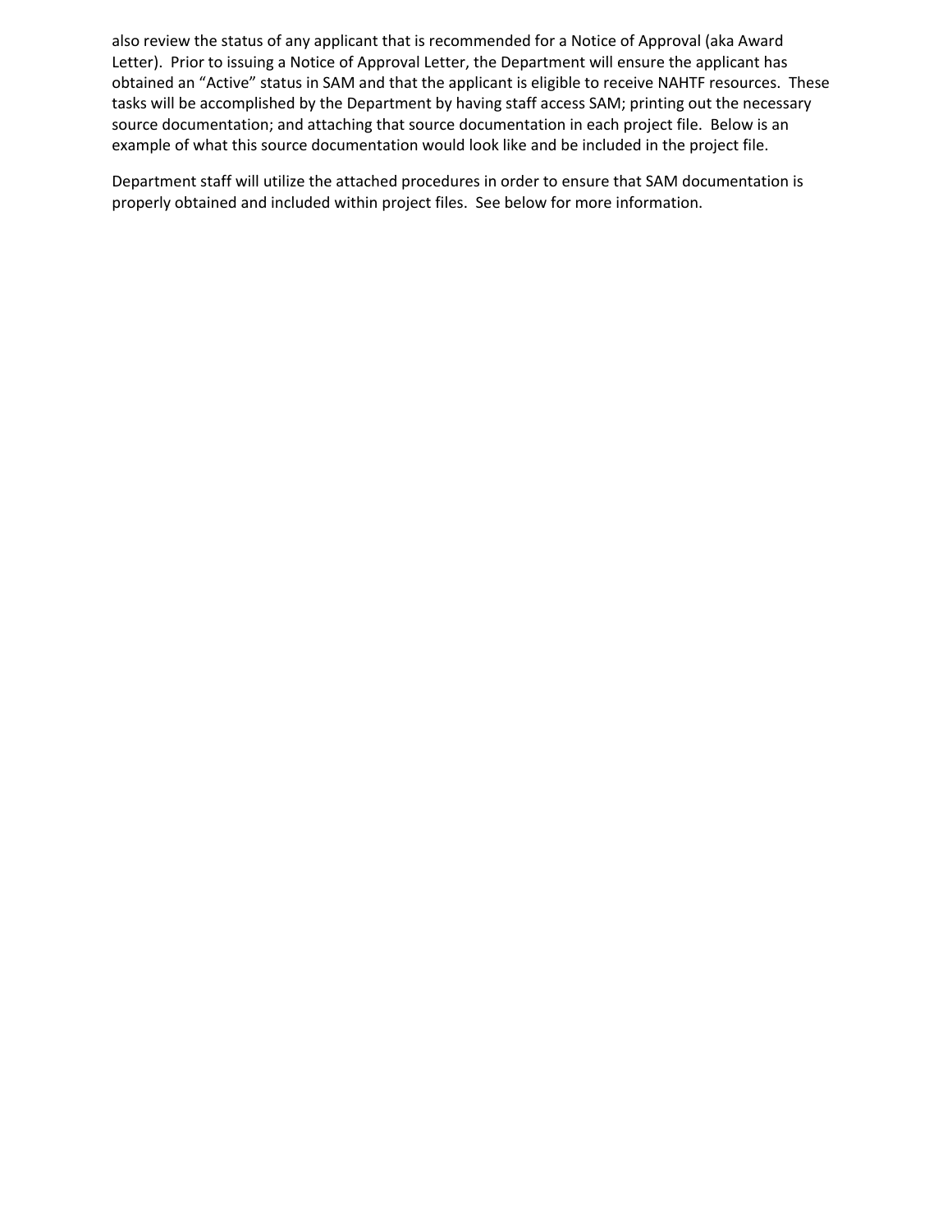also review the status of any applicant that is recommended for a Notice of Approval (aka Award Letter). Prior to issuing a Notice of Approval Letter, the Department will ensure the applicant has obtained an "Active" status in SAM and that the applicant is eligible to receive NAHTF resources. These tasks will be accomplished by the Department by having staff access SAM; printing out the necessary source documentation; and attaching that source documentation in each project file. Below is an example of what this source documentation would look like and be included in the project file.

Department staff will utilize the attached procedures in order to ensure that SAM documentation is properly obtained and included within project files. See below for more information.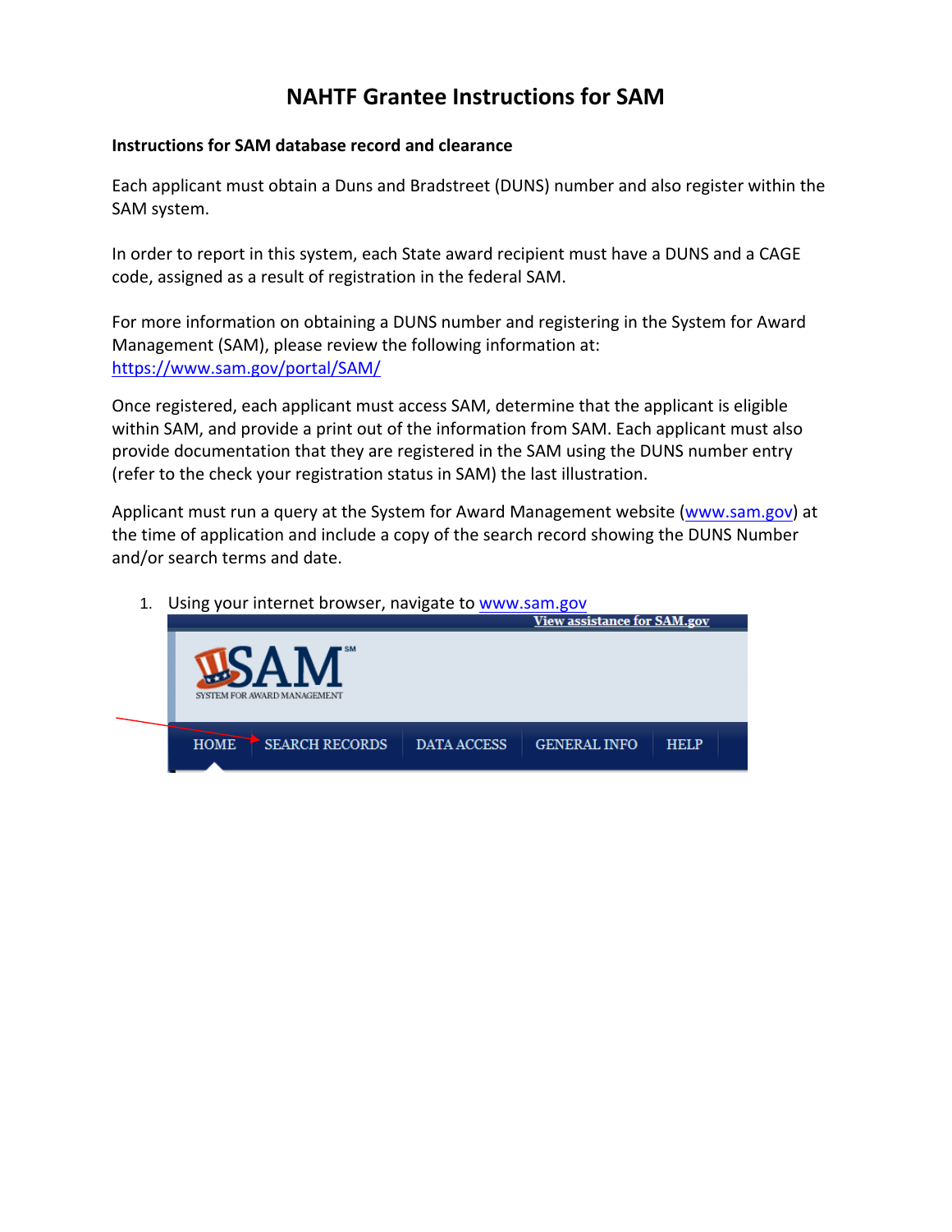# NAHTF Grantee Instructions for SAM

**Instructions for SAM database record and clearance**

Each applicant must obtain a Duns and Bradstreet (DUNS) number and also register within the SAM system.

In order to report in this system, each State award recipient must have a DUNS and a CAGE code, assigned as a result of registration in the federal SAM.

For more information on obtaining a DUNS number and registering in the System for Award Management (SAM), please review the following information at: [https://www.sam.gov/portal/SAM/](https://www.sam.gov/portal/SAM/)

Once registered, each applicant must access SAM, determine that the applicant is eligible within SAM, and provide a print out of the information from SAM. Each applicant must also provide documentation that they are registered in the SAM using the DUNS number entry (refer to the check your registration status in SAM) the last illustration.

Applicant must run a query at the System for Award Management website ([www.sam.gov](www.sam.gov)) at the time of application and include a copy of the search record showing the DUNS Number and/or search terms and date.

1. Using your internet browser, navigate to [www.sam.gov](www.sam.gov)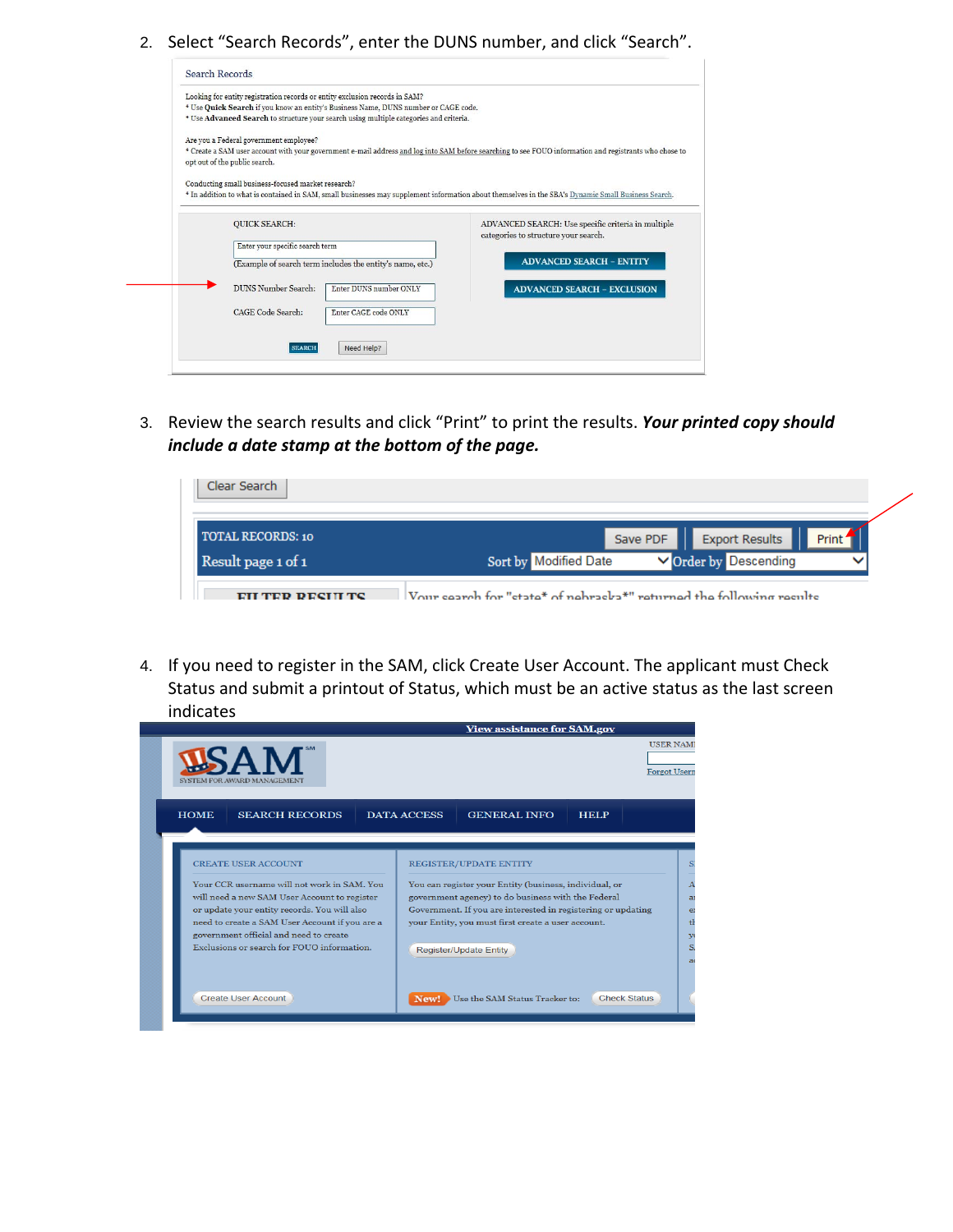2. Select “Search Records”, enter the DUNS number, and click “Search”.

3. Review the search results and click “Print” to print the results. ***Your printed copy should include a date stamp at the bottom of the page.***

4. If you need to register in the SAM, click Create User Account. The applicant must Check Status and submit a printout of Status, which must be an active status as the last screen indicates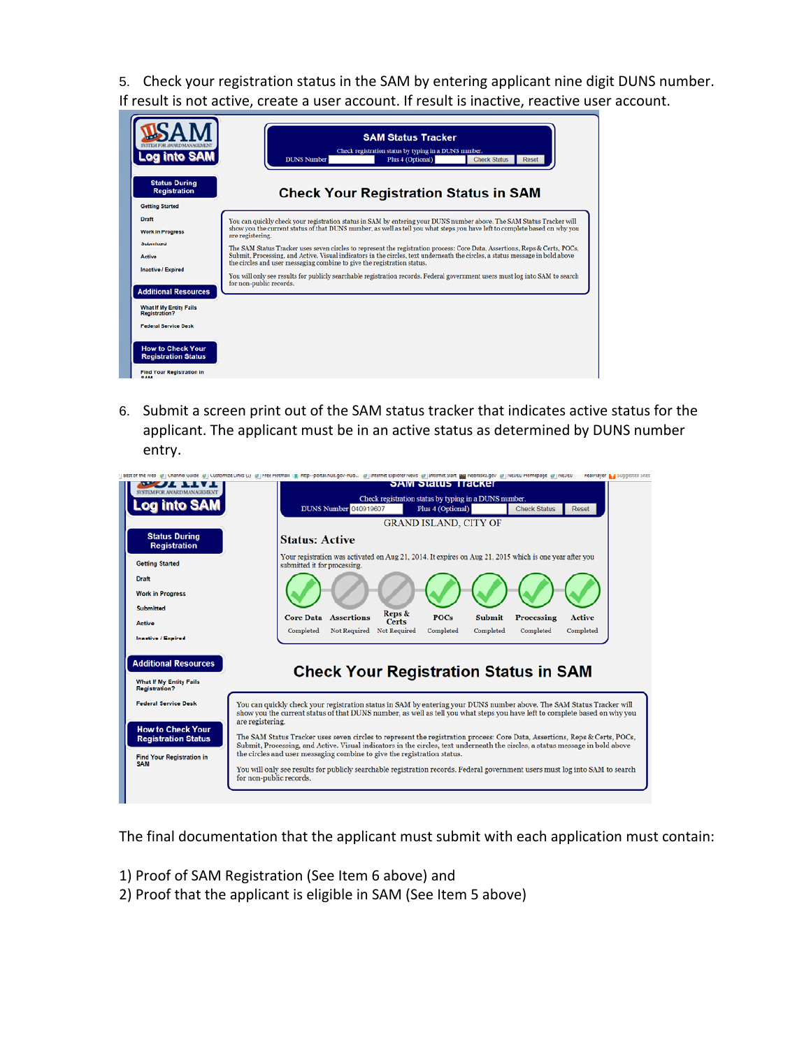5. Check your registration status in the SAM by entering applicant nine digit DUNS number. If result is not active, create a user account. If result is inactive, reactive user account.

6. Submit a screen print out of the SAM status tracker that indicates active status for the applicant. The applicant must be in an active status as determined by DUNS number entry.

The final documentation that the applicant must submit with each application must contain:

1) Proof of SAM Registration (See Item 6 above) and
2) Proof that the applicant is eligible in SAM (See Item 5 above)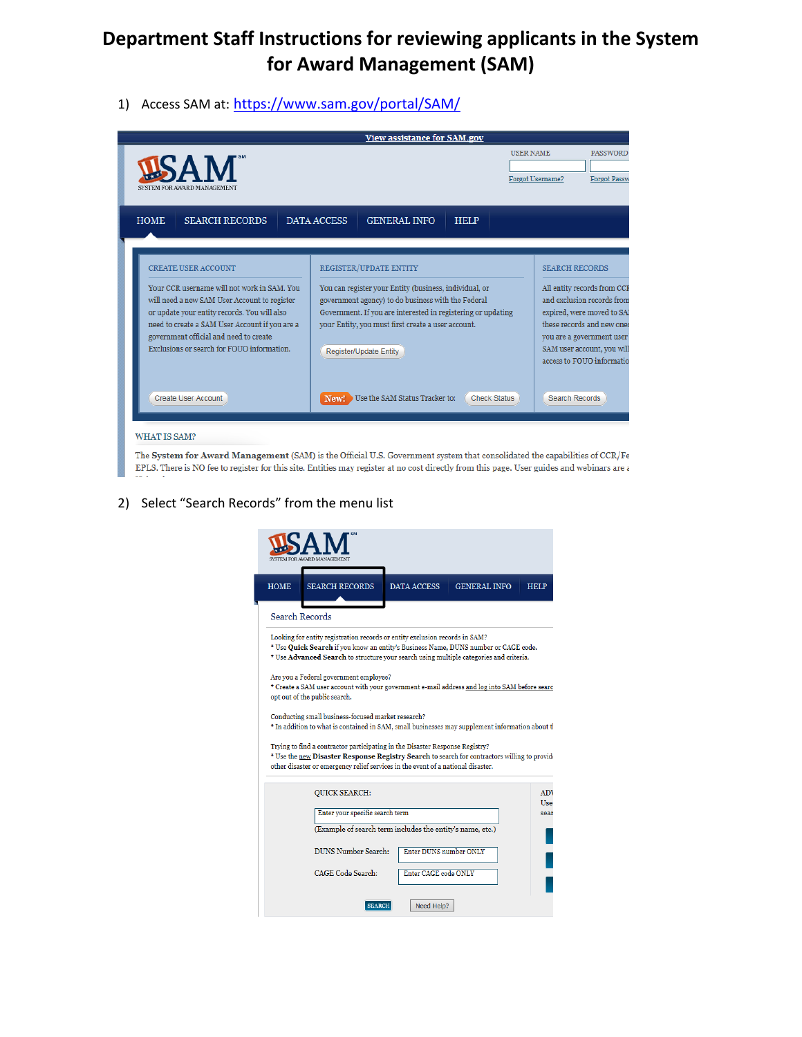# Department Staff Instructions for reviewing applicants in the System for Award Management (SAM)

1) Access SAM at: https://www.sam.gov/portal/SAM/

View assistance for SAM.gov

USER NAME PASSWORD

Forgot Username? Forgot Passw

SAM SYSTEM FOR AWARD MANAGEMENT

HOME SEARCH RECORDS DATA ACCESS GENERAL INFO HELP

CREATE USER ACCOUNT

Your CCR username will not work in SAM. You will need a new SAM User Account to register or update your entity records. You will also need to create a SAM User Account if you are a government official and need to create Exclusions or search for FOUO information.

Create User Account

REGISTER/UPDATE ENTITY

You can register your Entity (business, individual, or government agency) to do business with the Federal Government. If you are interested in registering or updating your Entity, you must first create a user account.

Register/Update Entity

New! Use the SAM Status Tracker to: Check Status

SEARCH RECORDS

All entity records from CCR and exclusion records from expired, were moved to SA these records and new one you are a government user SAM user account, you will access to FOUO informatio

Search Records

WHAT IS SAM?

The **System for Award Management** (SAM) is the Official U.S. Government system that consolidated the capabilities of CCR/Fe EPLS. There is NO fee to register for this site. Entities may register at no cost directly from this page. User guides and webinars are a

2) Select "Search Records" from the menu list

SAM SYSTEM FOR AWARD MANAGEMENT

HOME SEARCH RECORDS DATA ACCESS GENERAL INFO HELP

Search Records

Looking for entity registration records or entity exclusion records in SAM?
* Use **Quick Search** if you know an entity's Business Name, DUNS number or CAGE code.
* Use **Advanced Search** to structure your search using multiple categories and criteria.

Are you a Federal government employee?
* Create a SAM user account with your government e-mail address and log into SAM before searc opt out of the public search.

Conducting small business-focused market research?
* In addition to what is contained in SAM, small businesses may supplement information about t

Trying to find a contractor participating in the Disaster Response Registry?
* Use the new **Disaster Response Registry Search** to search for contractors willing to provid other disaster or emergency relief services in the event of a national disaster.

QUICK SEARCH:

Enter your specific search term

(Example of search term includes the entity's name, etc.)

DUNS Number Search: Enter DUNS number ONLY

CAGE Code Search: Enter CAGE code ONLY

SEARCH Need Help?

ADV Use sear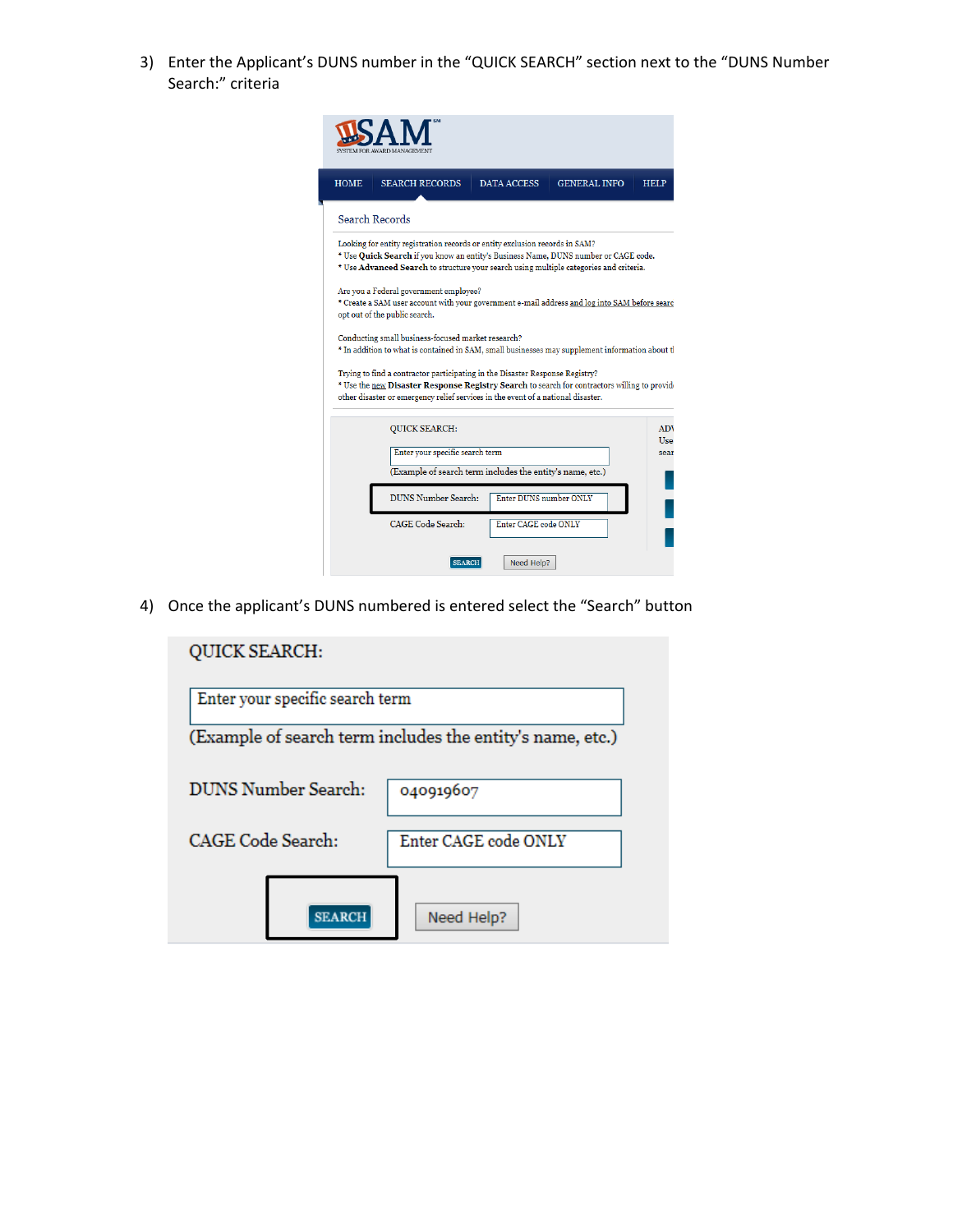3) Enter the Applicant's DUNS number in the "QUICK SEARCH" section next to the "DUNS Number Search:" criteria

SAM SYSTEM FOR AWARD MANAGEMENT

HOME | SEARCH RECORDS | DATA ACCESS | GENERAL INFO | HELP

Search Records

Looking for entity registration records or entity exclusion records in SAM?
* Use **Quick Search** if you know an entity's Business Name, DUNS number or CAGE code.
* Use **Advanced Search** to structure your search using multiple categories and criteria.

Are you a Federal government employee?
* Create a SAM user account with your government e-mail address and log into SAM before searc opt out of the public search.

Conducting small business-focused market research?
* In addition to what is contained in SAM, small businesses may supplement information about t

Trying to find a contractor participating in the Disaster Response Registry?
* Use the new **Disaster Response Registry Search** to search for contractors willing to provid other disaster or emergency relief services in the event of a national disaster.

QUICK SEARCH:

Enter your specific search term

(Example of search term includes the entity's name, etc.)

DUNS Number Search: Enter DUNS number ONLY

CAGE Code Search: Enter CAGE code ONLY

SEARCH | Need Help?

4) Once the applicant's DUNS numbered is entered select the "Search" button

QUICK SEARCH:

Enter your specific search term

(Example of search term includes the entity's name, etc.)

DUNS Number Search: 040919607

CAGE Code Search: Enter CAGE code ONLY

SEARCH | Need Help?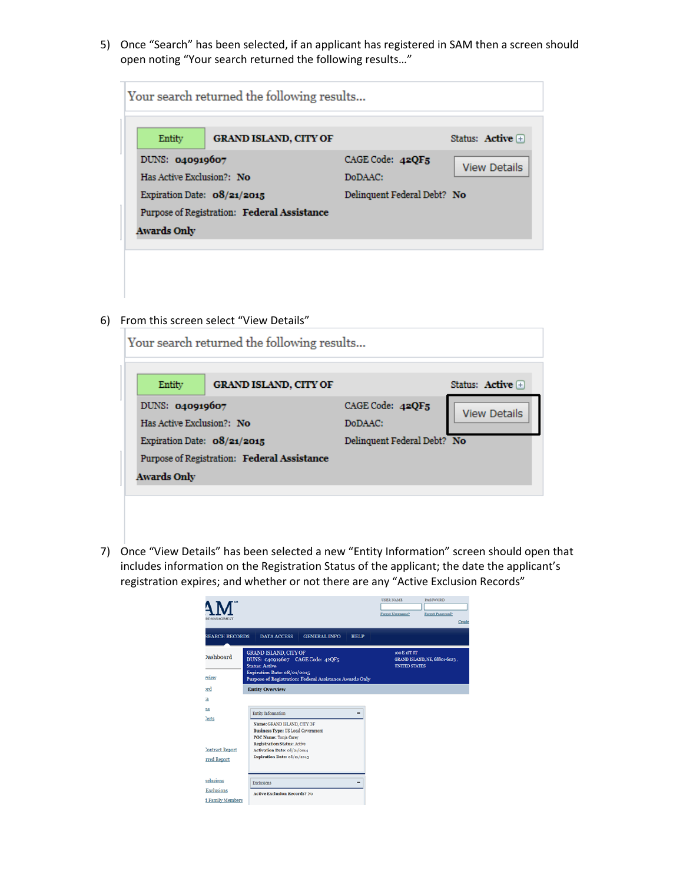5) Once "Search" has been selected, if an applicant has registered in SAM then a screen should open noting "Your search returned the following results…"

Your search returned the following results...

| Entity | GRAND ISLAND, CITY OF | Status: Active |
|---|---|---|
| DUNS: 040919607 | CAGE Code: 42QF5 | View Details |
| Has Active Exclusion?: No | DoDAAC: | |
| Expiration Date: 08/21/2015 | Delinquent Federal Debt? No | |
| Purpose of Registration: Federal Assistance Awards Only | | |

6) From this screen select "View Details"

Your search returned the following results...

| Entity | GRAND ISLAND, CITY OF | Status: Active |
|---|---|---|
| DUNS: 040919607 | CAGE Code: 42QF5 | View Details |
| Has Active Exclusion?: No | DoDAAC: | |
| Expiration Date: 08/21/2015 | Delinquent Federal Debt? No | |
| Purpose of Registration: Federal Assistance Awards Only | | |

7) Once "View Details" has been selected a new "Entity Information" screen should open that includes information on the Registration Status of the applicant; the date the applicant's registration expires; and whether or not there are any "Active Exclusion Records"

SEARCH RECORDS | DATA ACCESS | GENERAL INFO | HELP

GRAND ISLAND, CITY OF
DUNS: 040919607 CAGE Code: 42QF5
Status: Active
Expiration Date: 08/21/2015
Purpose of Registration: Federal Assistance Awards Only

100 E 1ST ST
GRAND ISLAND, NE 68801-6023,
UNITED STATES

Entity Overview

Entity Information

**Name:** GRAND ISLAND, CITY OF
**Business Type:** US Local Government
**POC Name:** Tonja Carey
**Registration Status:** Active
**Activation Date:** 08/21/2014
**Expiration Date:** 08/21/2015

Exclusions

**Active Exclusion Records?** No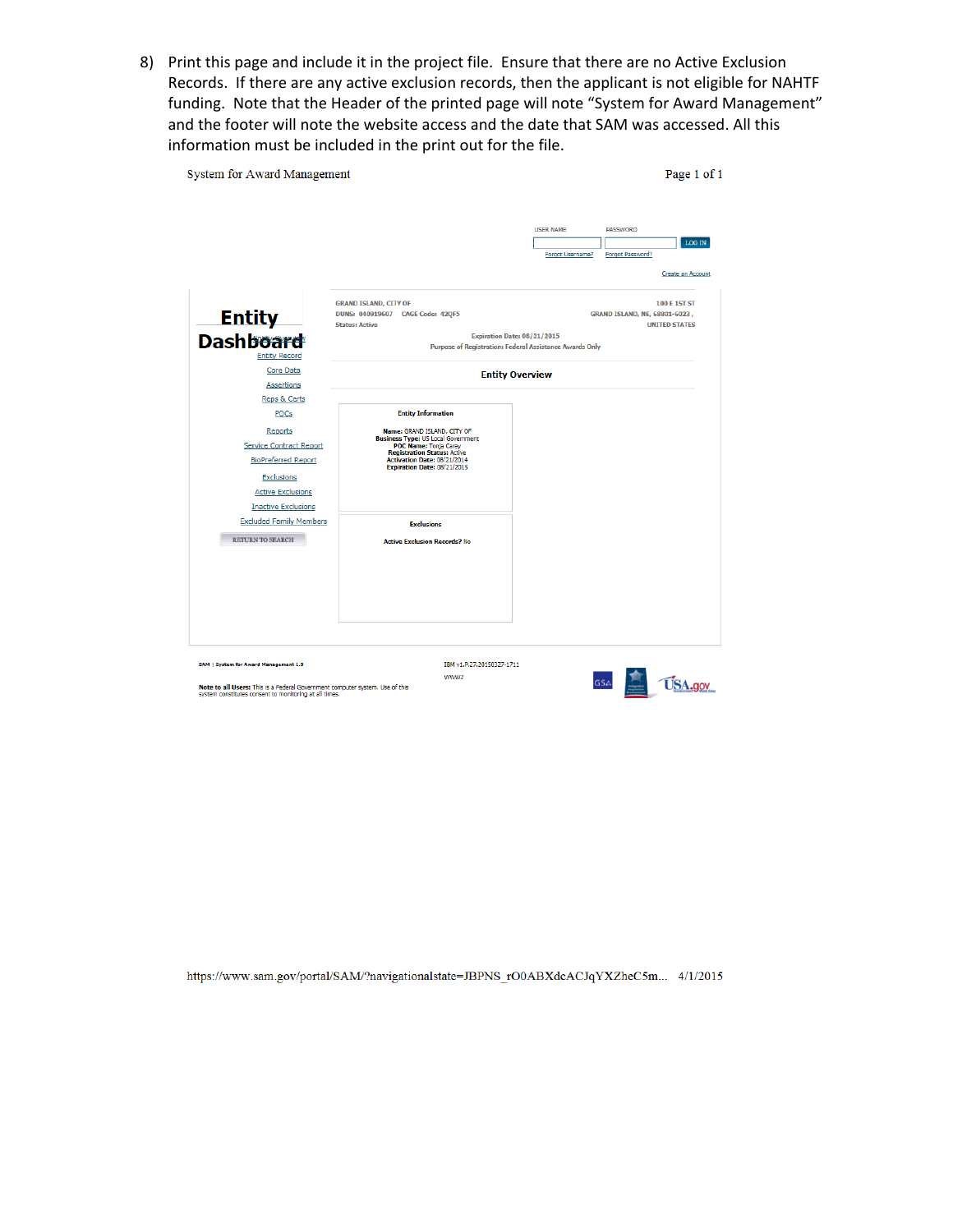8) Print this page and include it in the project file. Ensure that there are no Active Exclusion Records. If there are any active exclusion records, then the applicant is not eligible for NAHTF funding. Note that the Header of the printed page will note "System for Award Management" and the footer will note the website access and the date that SAM was accessed. All this information must be included in the print out for the file.

System for Award Management

USER NAME PASSWORD LOG IN

Forgot Username? Forgot Password?

Create an Account

# Entity Dashboard

Entity Record
Core Data
Assertions
Reps & Certs
POCs
Reports
Service Contract Report
BioPreferred Report
Exclusions
Active Exclusions
Inactive Exclusions
Excluded Family Members

RETURN TO SEARCH

GRAND ISLAND, CITY OF
DUNS: 040919607 CAGE Code: 42QF5
Status: Active

100 E 1ST ST
GRAND ISLAND, NE, 68801-6023,
UNITED STATES

Expiration Date: 08/21/2015
Purpose of Registration: Federal Assistance Awards Only

**Entity Overview**

**Entity Information**

**Name:** GRAND ISLAND, CITY OF
**Business Type:** US Local Government
**POC Name:** Tonja Carey
**Registration Status:** Active
**Activation Date:** 08/21/2014
**Expiration Date:** 08/21/2015

**Exclusions**

**Active Exclusion Records?** No

SAM | System for Award Management 1.0

IBM v1.P.27.20150327-1711
WWW2

**Note to all Users:** This is a Federal Government computer system. Use of this system constitutes consent to monitoring at all times.

https://www.sam.gov/portal/SAM/?navigationalstate=JBPNS_rO0ABXdcACJqYXZheC5m... 4/1/2015